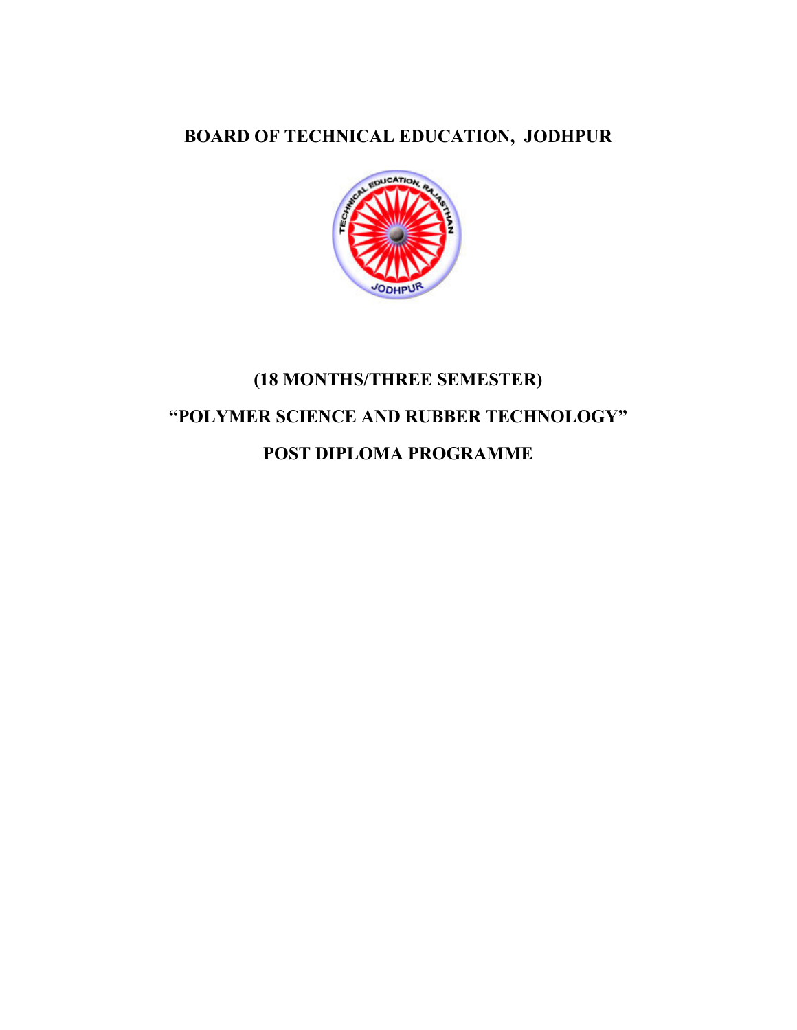# BOARD OF TECHNICAL EDUCATION, JODHPUR

## (18 MONTHS/THREE SEMESTER)

## "POLYMER SCIENCE AND RUBBER TECHNOLOGY"

## POST DIPLOMA PROGRAMME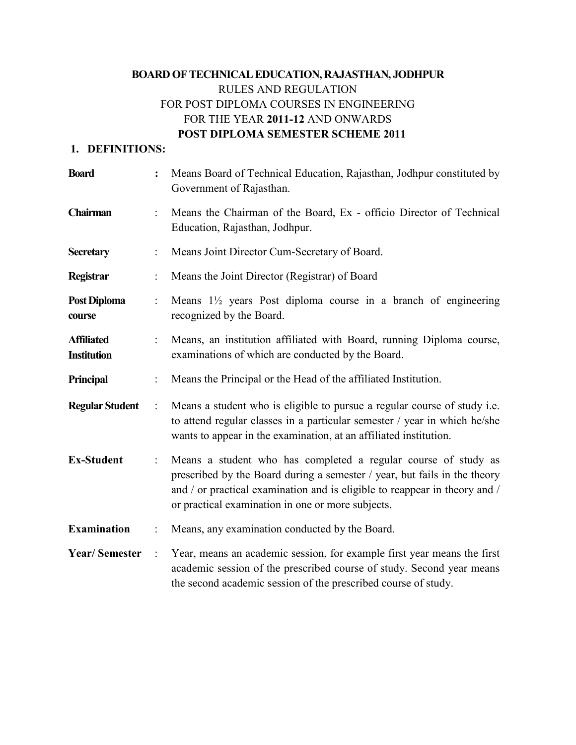**BOARD OF TECHNICAL EDUCATION, RAJASTHAN, JODHPUR**

RULES AND REGULATION

FOR POST DIPLOMA COURSES IN ENGINEERING

FOR THE YEAR **2011-12** AND ONWARDS

**POST DIPLOMA SEMESTER SCHEME 2011**

## 1. DEFINITIONS:

| | | |
|---|---|---|
| **Board** | **:** | Means Board of Technical Education, Rajasthan, Jodhpur constituted by Government of Rajasthan. |
| **Chairman** | : | Means the Chairman of the Board, Ex - officio Director of Technical Education, Rajasthan, Jodhpur. |
| **Secretary** | : | Means Joint Director Cum-Secretary of Board. |
| **Registrar** | : | Means the Joint Director (Registrar) of Board |
| **Post Diploma course** | : | Means 1½ years Post diploma course in a branch of engineering recognized by the Board. |
| **Affiliated Institution** | : | Means, an institution affiliated with Board, running Diploma course, examinations of which are conducted by the Board. |
| **Principal** | : | Means the Principal or the Head of the affiliated Institution. |
| **Regular Student** | : | Means a student who is eligible to pursue a regular course of study i.e. to attend regular classes in a particular semester / year in which he/she wants to appear in the examination, at an affiliated institution. |
| **Ex-Student** | : | Means a student who has completed a regular course of study as prescribed by the Board during a semester / year, but fails in the theory and / or practical examination and is eligible to reappear in theory and / or practical examination in one or more subjects. |
| **Examination** | : | Means, any examination conducted by the Board. |
| **Year/ Semester** | : | Year, means an academic session, for example first year means the first academic session of the prescribed course of study. Second year means the second academic session of the prescribed course of study. |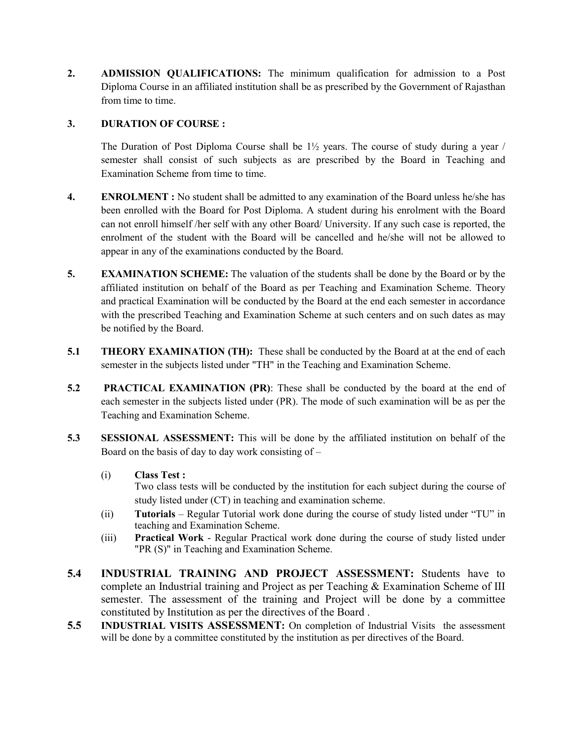**2. ADMISSION QUALIFICATIONS:** The minimum qualification for admission to a Post Diploma Course in an affiliated institution shall be as prescribed by the Government of Rajasthan from time to time.

**3. DURATION OF COURSE :**

The Duration of Post Diploma Course shall be 1½ years. The course of study during a year / semester shall consist of such subjects as are prescribed by the Board in Teaching and Examination Scheme from time to time.

**4. ENROLMENT :** No student shall be admitted to any examination of the Board unless he/she has been enrolled with the Board for Post Diploma. A student during his enrolment with the Board can not enroll himself /her self with any other Board/ University. If any such case is reported, the enrolment of the student with the Board will be cancelled and he/she will not be allowed to appear in any of the examinations conducted by the Board.

**5. EXAMINATION SCHEME:** The valuation of the students shall be done by the Board or by the affiliated institution on behalf of the Board as per Teaching and Examination Scheme. Theory and practical Examination will be conducted by the Board at the end each semester in accordance with the prescribed Teaching and Examination Scheme at such centers and on such dates as may be notified by the Board.

**5.1 THEORY EXAMINATION (TH):** These shall be conducted by the Board at at the end of each semester in the subjects listed under "TH" in the Teaching and Examination Scheme.

**5.2 PRACTICAL EXAMINATION (PR)**: These shall be conducted by the board at the end of each semester in the subjects listed under (PR). The mode of such examination will be as per the Teaching and Examination Scheme.

**5.3 SESSIONAL ASSESSMENT:** This will be done by the affiliated institution on behalf of the Board on the basis of day to day work consisting of –

(i) **Class Test :**
Two class tests will be conducted by the institution for each subject during the course of study listed under (CT) in teaching and examination scheme.

(ii) **Tutorials** – Regular Tutorial work done during the course of study listed under "TU" in teaching and Examination Scheme.

(iii) **Practical Work** - Regular Practical work done during the course of study listed under "PR (S)" in Teaching and Examination Scheme.

**5.4 INDUSTRIAL TRAINING AND PROJECT ASSESSMENT:** Students have to complete an Industrial training and Project as per Teaching & Examination Scheme of III semester. The assessment of the training and Project will be done by a committee constituted by Institution as per the directives of the Board .

**5.5 INDUSTRIAL VISITS ASSESSMENT:** On completion of Industrial Visits the assessment will be done by a committee constituted by the institution as per directives of the Board.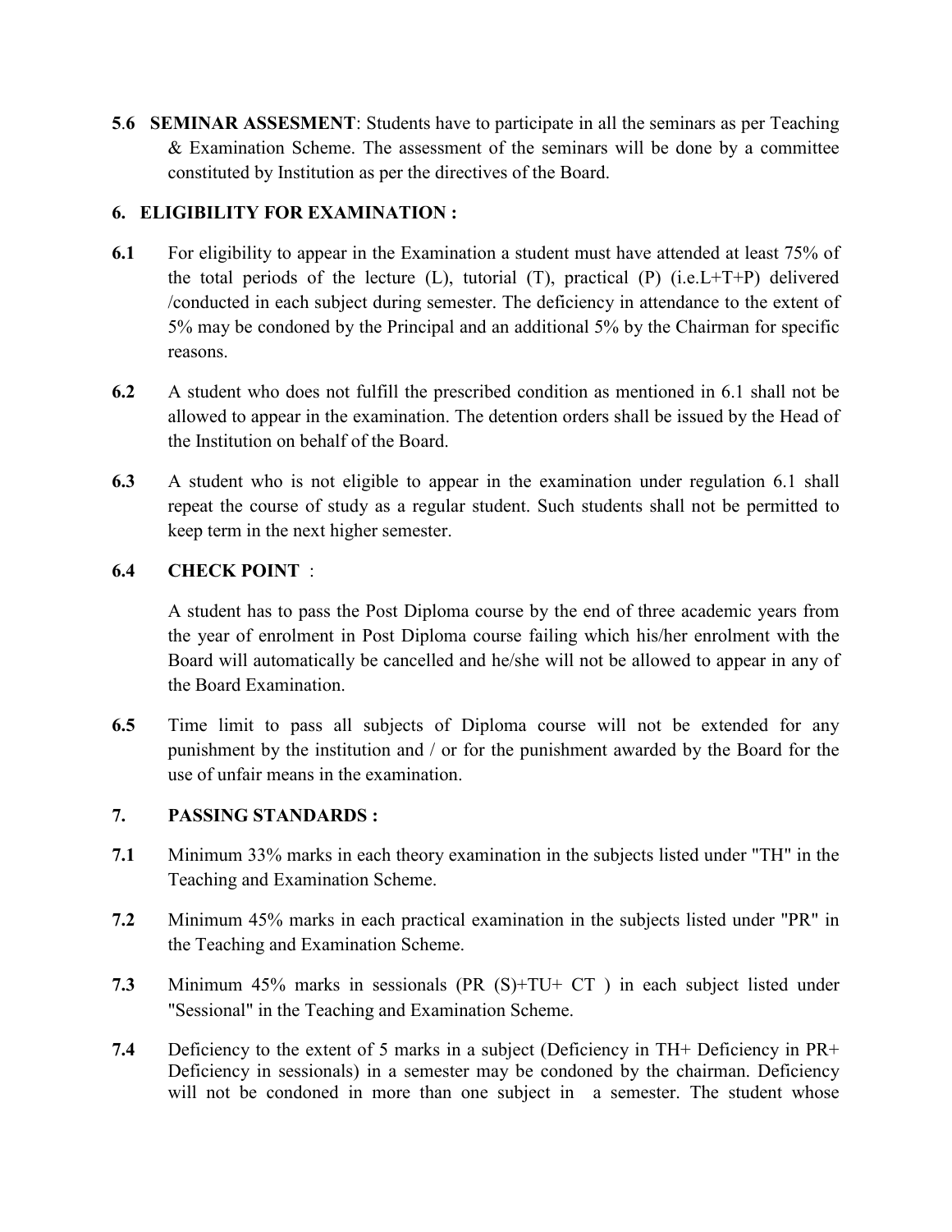**5.6 SEMINAR ASSESMENT**: Students have to participate in all the seminars as per Teaching & Examination Scheme. The assessment of the seminars will be done by a committee constituted by Institution as per the directives of the Board.

## 6. ELIGIBILITY FOR EXAMINATION :

**6.1** For eligibility to appear in the Examination a student must have attended at least 75% of the total periods of the lecture (L), tutorial (T), practical (P) (i.e.L+T+P) delivered /conducted in each subject during semester. The deficiency in attendance to the extent of 5% may be condoned by the Principal and an additional 5% by the Chairman for specific reasons.

**6.2** A student who does not fulfill the prescribed condition as mentioned in 6.1 shall not be allowed to appear in the examination. The detention orders shall be issued by the Head of the Institution on behalf of the Board.

**6.3** A student who is not eligible to appear in the examination under regulation 6.1 shall repeat the course of study as a regular student. Such students shall not be permitted to keep term in the next higher semester.

**6.4 CHECK POINT** :

A student has to pass the Post Diploma course by the end of three academic years from the year of enrolment in Post Diploma course failing which his/her enrolment with the Board will automatically be cancelled and he/she will not be allowed to appear in any of the Board Examination.

**6.5** Time limit to pass all subjects of Diploma course will not be extended for any punishment by the institution and / or for the punishment awarded by the Board for the use of unfair means in the examination.

## 7. PASSING STANDARDS :

**7.1** Minimum 33% marks in each theory examination in the subjects listed under "TH" in the Teaching and Examination Scheme.

**7.2** Minimum 45% marks in each practical examination in the subjects listed under "PR" in the Teaching and Examination Scheme.

**7.3** Minimum 45% marks in sessionals (PR (S)+TU+ CT ) in each subject listed under "Sessional" in the Teaching and Examination Scheme.

**7.4** Deficiency to the extent of 5 marks in a subject (Deficiency in TH+ Deficiency in PR+ Deficiency in sessionals) in a semester may be condoned by the chairman. Deficiency will not be condoned in more than one subject in a semester. The student whose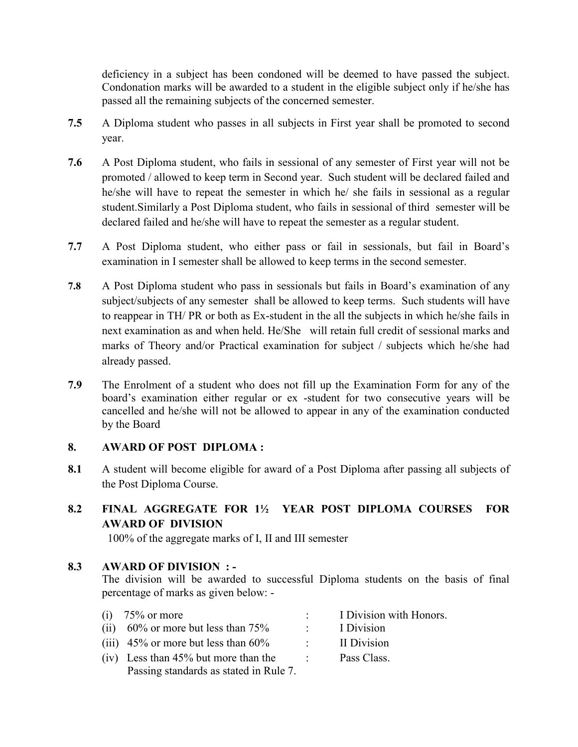deficiency in a subject has been condoned will be deemed to have passed the subject. Condonation marks will be awarded to a student in the eligible subject only if he/she has passed all the remaining subjects of the concerned semester.

**7.5** A Diploma student who passes in all subjects in First year shall be promoted to second year.

**7.6** A Post Diploma student, who fails in sessional of any semester of First year will not be promoted / allowed to keep term in Second year. Such student will be declared failed and he/she will have to repeat the semester in which he/ she fails in sessional as a regular student.Similarly a Post Diploma student, who fails in sessional of third semester will be declared failed and he/she will have to repeat the semester as a regular student.

**7.7** A Post Diploma student, who either pass or fail in sessionals, but fail in Board's examination in I semester shall be allowed to keep terms in the second semester.

**7.8** A Post Diploma student who pass in sessionals but fails in Board's examination of any subject/subjects of any semester shall be allowed to keep terms. Such students will have to reappear in TH/ PR or both as Ex-student in the all the subjects in which he/she fails in next examination as and when held. He/She will retain full credit of sessional marks and marks of Theory and/or Practical examination for subject / subjects which he/she had already passed.

**7.9** The Enrolment of a student who does not fill up the Examination Form for any of the board's examination either regular or ex -student for two consecutive years will be cancelled and he/she will not be allowed to appear in any of the examination conducted by the Board

## 8. AWARD OF POST DIPLOMA :

**8.1** A student will become eligible for award of a Post Diploma after passing all subjects of the Post Diploma Course.

### 8.2 FINAL AGGREGATE FOR 1½ YEAR POST DIPLOMA COURSES FOR AWARD OF DIVISION

100% of the aggregate marks of I, II and III semester

### 8.3 AWARD OF DIVISION : -

The division will be awarded to successful Diploma students on the basis of final percentage of marks as given below: -

| | | |
|---|---|---|
| (i) 75% or more | : | I Division with Honors. |
| (ii) 60% or more but less than 75% | : | I Division |
| (iii) 45% or more but less than 60% | : | II Division |
| (iv) Less than 45% but more than the Passing standards as stated in Rule 7. | : | Pass Class. |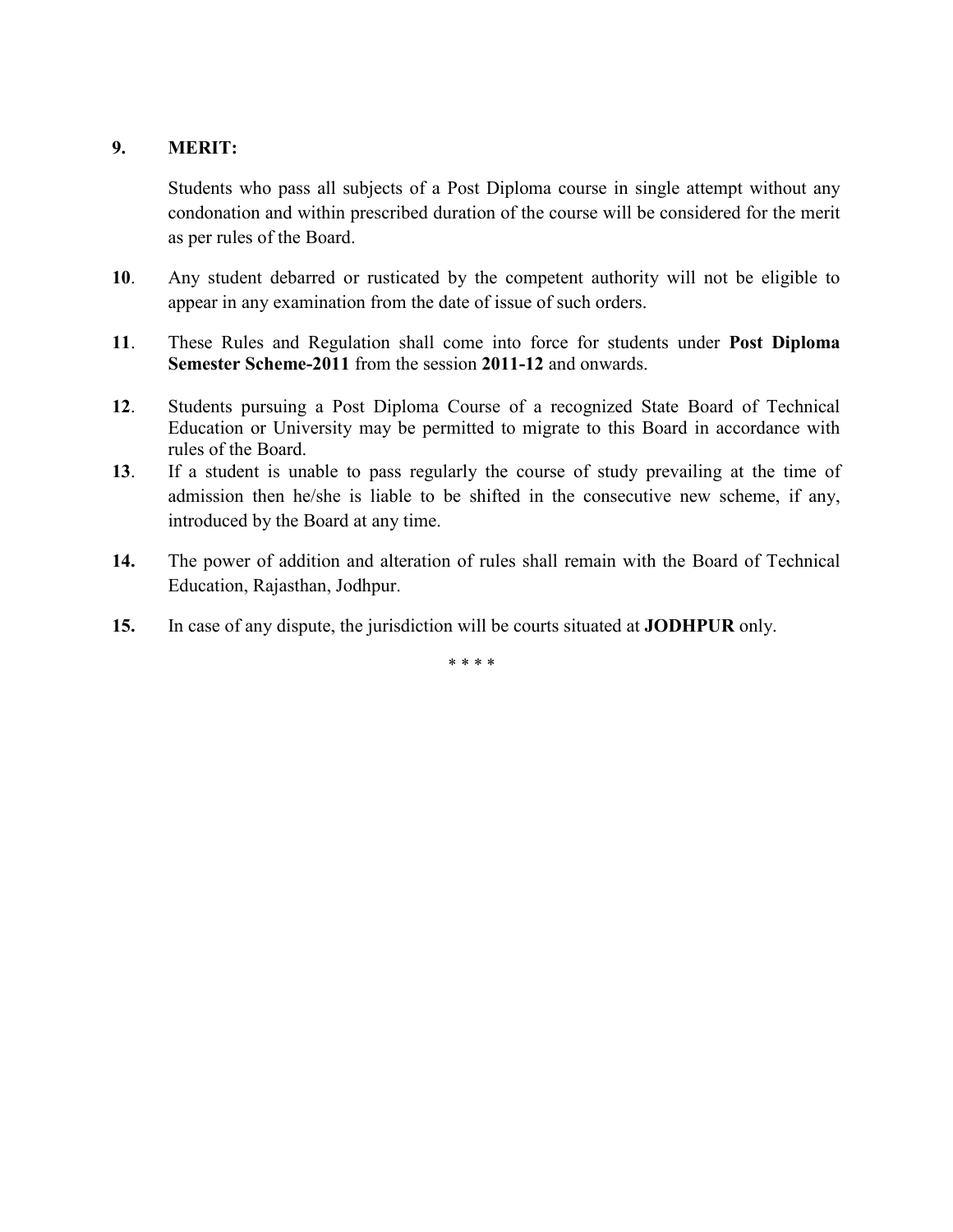**9. MERIT:**

Students who pass all subjects of a Post Diploma course in single attempt without any condonation and within prescribed duration of the course will be considered for the merit as per rules of the Board.

**10**. Any student debarred or rusticated by the competent authority will not be eligible to appear in any examination from the date of issue of such orders.

**11**. These Rules and Regulation shall come into force for students under **Post Diploma Semester Scheme-2011** from the session **2011-12** and onwards.

**12**. Students pursuing a Post Diploma Course of a recognized State Board of Technical Education or University may be permitted to migrate to this Board in accordance with rules of the Board.

**13**. If a student is unable to pass regularly the course of study prevailing at the time of admission then he/she is liable to be shifted in the consecutive new scheme, if any, introduced by the Board at any time.

**14.** The power of addition and alteration of rules shall remain with the Board of Technical Education, Rajasthan, Jodhpur.

**15.** In case of any dispute, the jurisdiction will be courts situated at **JODHPUR** only.

* * * *